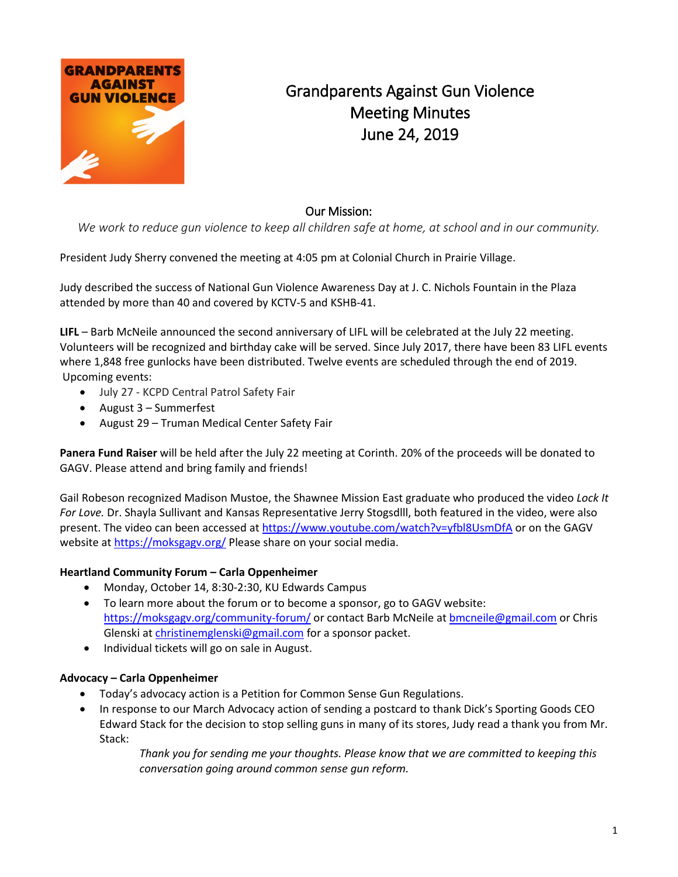# Grandparents Against Gun Violence
# Meeting Minutes
# June 24, 2019

## Our Mission:

*We work to reduce gun violence to keep all children safe at home, at school and in our community.*

President Judy Sherry convened the meeting at 4:05 pm at Colonial Church in Prairie Village.

Judy described the success of National Gun Violence Awareness Day at J. C. Nichols Fountain in the Plaza attended by more than 40 and covered by KCTV-5 and KSHB-41.

**LIFL** – Barb McNeile announced the second anniversary of LIFL will be celebrated at the July 22 meeting. Volunteers will be recognized and birthday cake will be served. Since July 2017, there have been 83 LIFL events where 1,848 free gunlocks have been distributed. Twelve events are scheduled through the end of 2019. Upcoming events:

- July 27 - KCPD Central Patrol Safety Fair
- August 3 – Summerfest
- August 29 – Truman Medical Center Safety Fair

**Panera Fund Raiser** will be held after the July 22 meeting at Corinth. 20% of the proceeds will be donated to GAGV. Please attend and bring family and friends!

Gail Robeson recognized Madison Mustoe, the Shawnee Mission East graduate who produced the video *Lock It For Love.* Dr. Shayla Sullivant and Kansas Representative Jerry Stogsdlll, both featured in the video, were also present. The video can been accessed at https://www.youtube.com/watch?v=yfbl8UsmDfA or on the GAGV website at https://moksgagv.org/ Please share on your social media.

**Heartland Community Forum – Carla Oppenheimer**

- Monday, October 14, 8:30-2:30, KU Edwards Campus
- To learn more about the forum or to become a sponsor, go to GAGV website: https://moksgagv.org/community-forum/ or contact Barb McNeile at bmcneile@gmail.com or Chris Glenski at christinemglenski@gmail.com for a sponsor packet.
- Individual tickets will go on sale in August.

**Advocacy – Carla Oppenheimer**

- Today's advocacy action is a Petition for Common Sense Gun Regulations.
- In response to our March Advocacy action of sending a postcard to thank Dick's Sporting Goods CEO Edward Stack for the decision to stop selling guns in many of its stores, Judy read a thank you from Mr. Stack:

  *Thank you for sending me your thoughts. Please know that we are committed to keeping this conversation going around common sense gun reform.*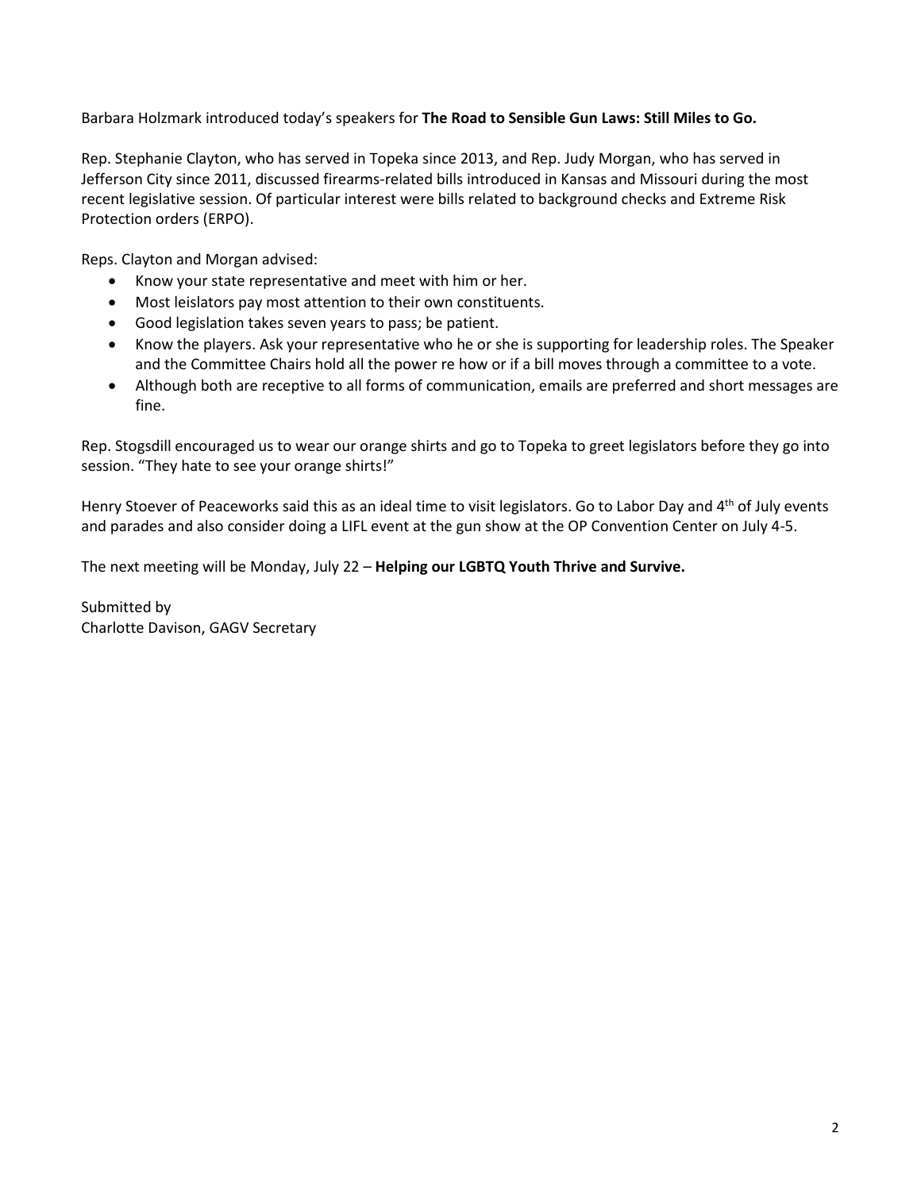Barbara Holzmark introduced today's speakers for **The Road to Sensible Gun Laws: Still Miles to Go.**

Rep. Stephanie Clayton, who has served in Topeka since 2013, and Rep. Judy Morgan, who has served in Jefferson City since 2011, discussed firearms-related bills introduced in Kansas and Missouri during the most recent legislative session. Of particular interest were bills related to background checks and Extreme Risk Protection orders (ERPO).

Reps. Clayton and Morgan advised:

- Know your state representative and meet with him or her.
- Most leislators pay most attention to their own constituents.
- Good legislation takes seven years to pass; be patient.
- Know the players. Ask your representative who he or she is supporting for leadership roles. The Speaker and the Committee Chairs hold all the power re how or if a bill moves through a committee to a vote.
- Although both are receptive to all forms of communication, emails are preferred and short messages are fine.

Rep. Stogsdill encouraged us to wear our orange shirts and go to Topeka to greet legislators before they go into session. "They hate to see your orange shirts!"

Henry Stoever of Peaceworks said this as an ideal time to visit legislators. Go to Labor Day and 4th of July events and parades and also consider doing a LIFL event at the gun show at the OP Convention Center on July 4-5.

The next meeting will be Monday, July 22 – **Helping our LGBTQ Youth Thrive and Survive.**

Submitted by
Charlotte Davison, GAGV Secretary